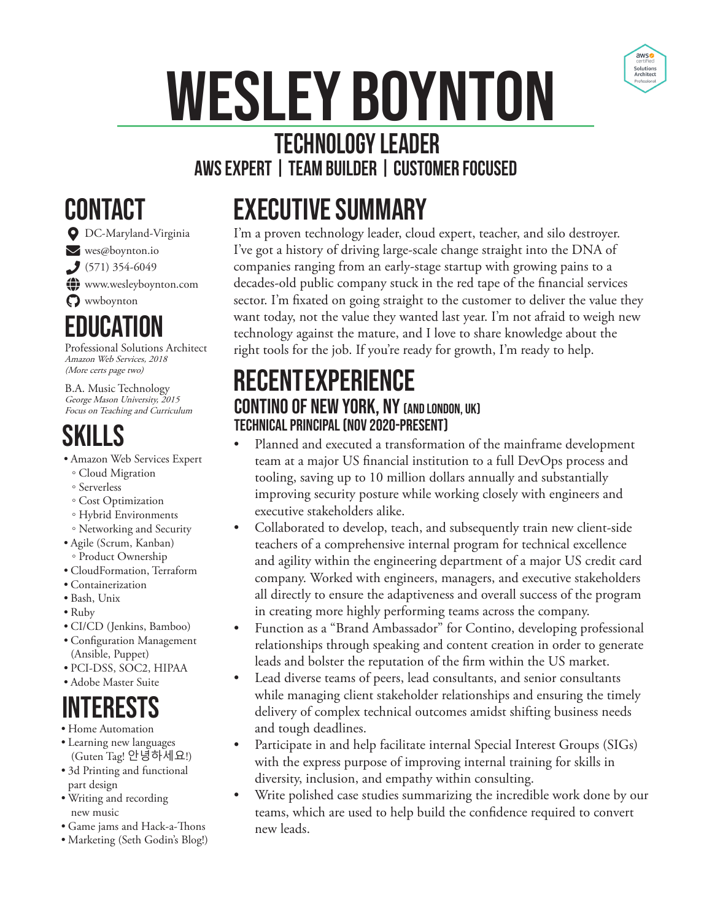# WESLEY BOYNTON

## TECHNOLOGY LEADER

### AWS EXPERT | TEAM BUILDER | CUSTOMER FOCUSED

## CONTACT

- DC-Maryland-Virginia
- wes@boynton.io
- (571) 354-6049
- www.wesleyboynton.com
- wwboynton

## EDUCATION

Professional Solutions Architect
*Amazon Web Services, 2018*
*(More certs page two)*

B.A. Music Technology
*George Mason University, 2015*
*Focus on Teaching and Curriculum*

## SKILLS

- Amazon Web Services Expert
  - Cloud Migration
  - Serverless
  - Cost Optimization
  - Hybrid Environments
  - Networking and Security
- Agile (Scrum, Kanban)
  - Product Ownership
- CloudFormation, Terraform
- Containerization
- Bash, Unix
- Ruby
- CI/CD (Jenkins, Bamboo)
- Configuration Management (Ansible, Puppet)
- PCI-DSS, SOC2, HIPAA
- Adobe Master Suite

## INTERESTS

- Home Automation
- Learning new languages (Guten Tag! 안녕하세요!)
- 3d Printing and functional part design
- Writing and recording new music
- Game jams and Hack-a-Thons
- Marketing (Seth Godin's Blog!)

## EXECUTIVE SUMMARY

I'm a proven technology leader, cloud expert, teacher, and silo destroyer. I've got a history of driving large-scale change straight into the DNA of companies ranging from an early-stage startup with growing pains to a decades-old public company stuck in the red tape of the financial services sector. I'm fixated on going straight to the customer to deliver the value they want today, not the value they wanted last year. I'm not afraid to weigh new technology against the mature, and I love to share knowledge about the right tools for the job. If you're ready for growth, I'm ready to help.

## RECENT EXPERIENCE

### CONTINO OF NEW YORK, NY (AND LONDON, UK)

#### TECHNICAL PRINCIPAL (NOV 2020-PRESENT)

- Planned and executed a transformation of the mainframe development team at a major US financial institution to a full DevOps process and tooling, saving up to 10 million dollars annually and substantially improving security posture while working closely with engineers and executive stakeholders alike.
- Collaborated to develop, teach, and subsequently train new client-side teachers of a comprehensive internal program for technical excellence and agility within the engineering department of a major US credit card company. Worked with engineers, managers, and executive stakeholders all directly to ensure the adaptiveness and overall success of the program in creating more highly performing teams across the company.
- Function as a "Brand Ambassador" for Contino, developing professional relationships through speaking and content creation in order to generate leads and bolster the reputation of the firm within the US market.
- Lead diverse teams of peers, lead consultants, and senior consultants while managing client stakeholder relationships and ensuring the timely delivery of complex technical outcomes amidst shifting business needs and tough deadlines.
- Participate in and help facilitate internal Special Interest Groups (SIGs) with the express purpose of improving internal training for skills in diversity, inclusion, and empathy within consulting.
- Write polished case studies summarizing the incredible work done by our teams, which are used to help build the confidence required to convert new leads.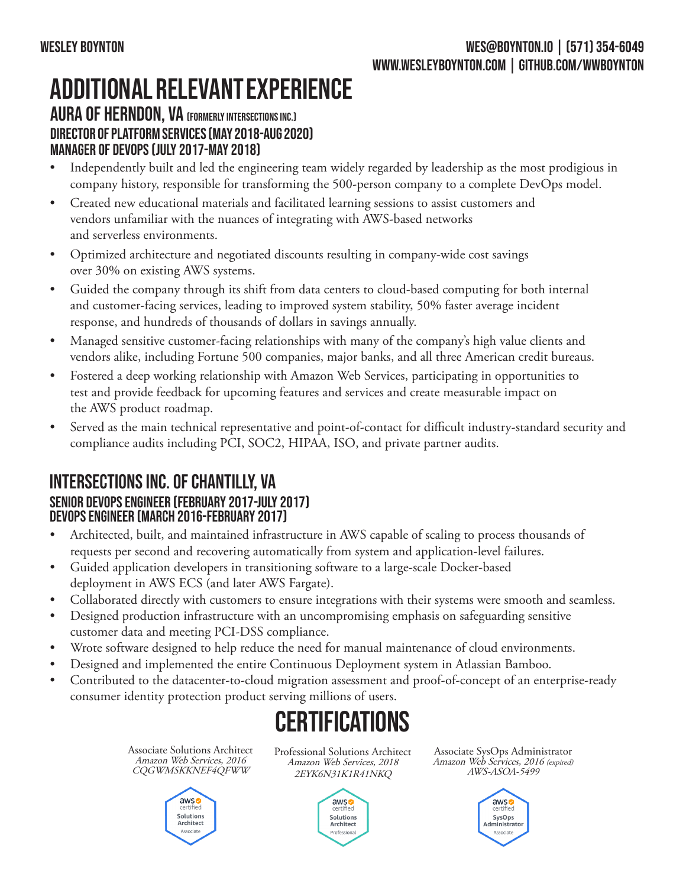# Additional Relevant Experience

## Aura of Herndon, VA (Formerly Intersections Inc.)

### Director of Platform Services (May 2018-Aug 2020)
### Manager of DevOps (July 2017-May 2018)

- Independently built and led the engineering team widely regarded by leadership as the most prodigious in company history, responsible for transforming the 500-person company to a complete DevOps model.
- Created new educational materials and facilitated learning sessions to assist customers and vendors unfamiliar with the nuances of integrating with AWS-based networks and serverless environments.
- Optimized architecture and negotiated discounts resulting in company-wide cost savings over 30% on existing AWS systems.
- Guided the company through its shift from data centers to cloud-based computing for both internal and customer-facing services, leading to improved system stability, 50% faster average incident response, and hundreds of thousands of dollars in savings annually.
- Managed sensitive customer-facing relationships with many of the company's high value clients and vendors alike, including Fortune 500 companies, major banks, and all three American credit bureaus.
- Fostered a deep working relationship with Amazon Web Services, participating in opportunities to test and provide feedback for upcoming features and services and create measurable impact on the AWS product roadmap.
- Served as the main technical representative and point-of-contact for difficult industry-standard security and compliance audits including PCI, SOC2, HIPAA, ISO, and private partner audits.

## Intersections Inc. of Chantilly, VA

### Senior DevOps Engineer (February 2017-July 2017)
### DevOps Engineer (March 2016-February 2017)

- Architected, built, and maintained infrastructure in AWS capable of scaling to process thousands of requests per second and recovering automatically from system and application-level failures.
- Guided application developers in transitioning software to a large-scale Docker-based deployment in AWS ECS (and later AWS Fargate).
- Collaborated directly with customers to ensure integrations with their systems were smooth and seamless.
- Designed production infrastructure with an uncompromising emphasis on safeguarding sensitive customer data and meeting PCI-DSS compliance.
- Wrote software designed to help reduce the need for manual maintenance of cloud environments.
- Designed and implemented the entire Continuous Deployment system in Atlassian Bamboo.
- Contributed to the datacenter-to-cloud migration assessment and proof-of-concept of an enterprise-ready consumer identity protection product serving millions of users.

# Certifications

Associate Solutions Architect
*Amazon Web Services, 2016*
*CQGWMSKKNEF4QFWW*

Professional Solutions Architect
*Amazon Web Services, 2018*
*2EYK6N31K1R41NKQ*

Associate SysOps Administrator
*Amazon Web Services, 2016 (expired)*
*AWS-ASOA-5499*